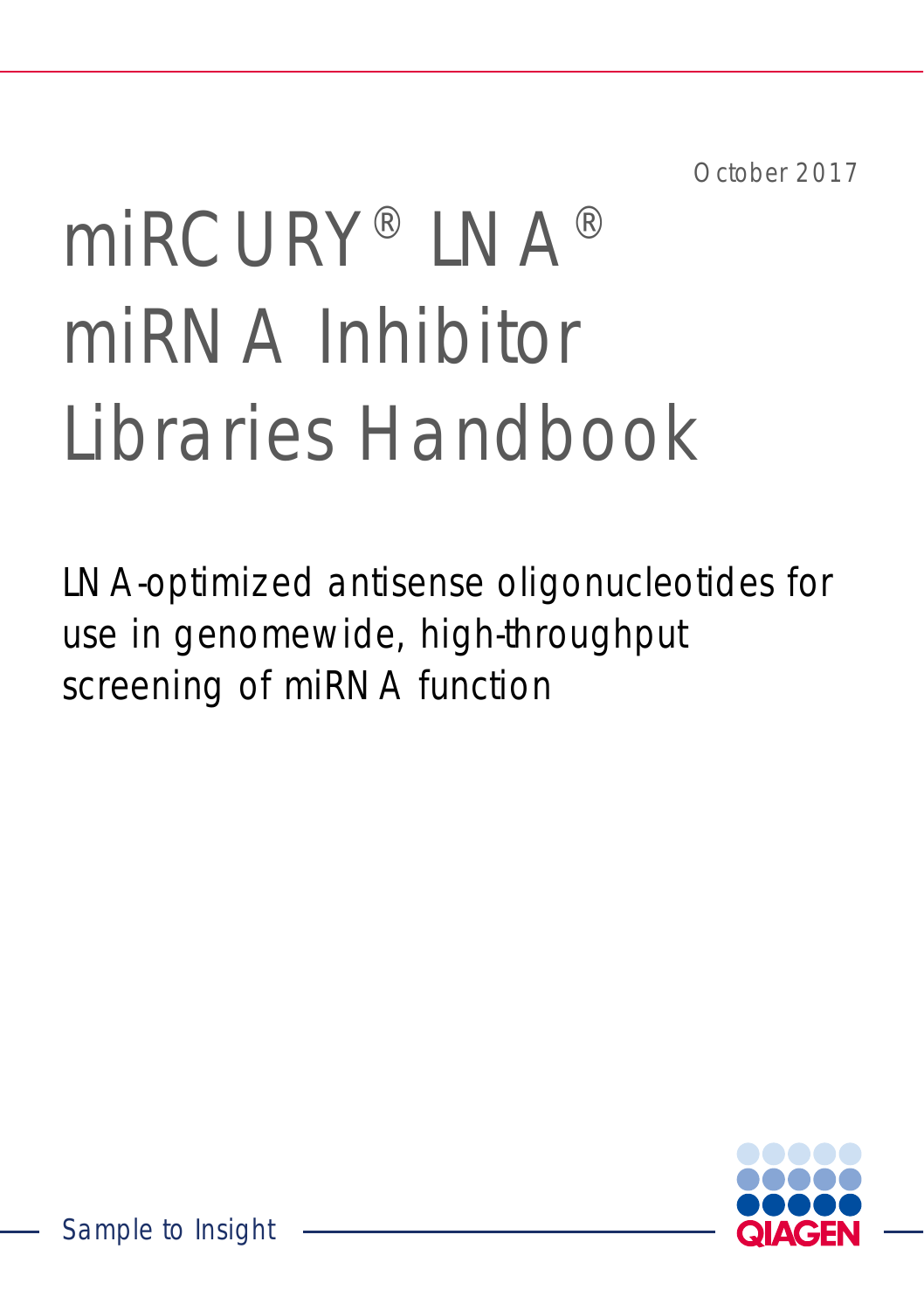October 2017

# miRCURY® LNA® miRNA Inhibitor Libraries Handbook

LNA-optimized antisense oligonucleotides for use in genomewide, high-throughput screening of miRNA function

Sample to Insight

QIAGEN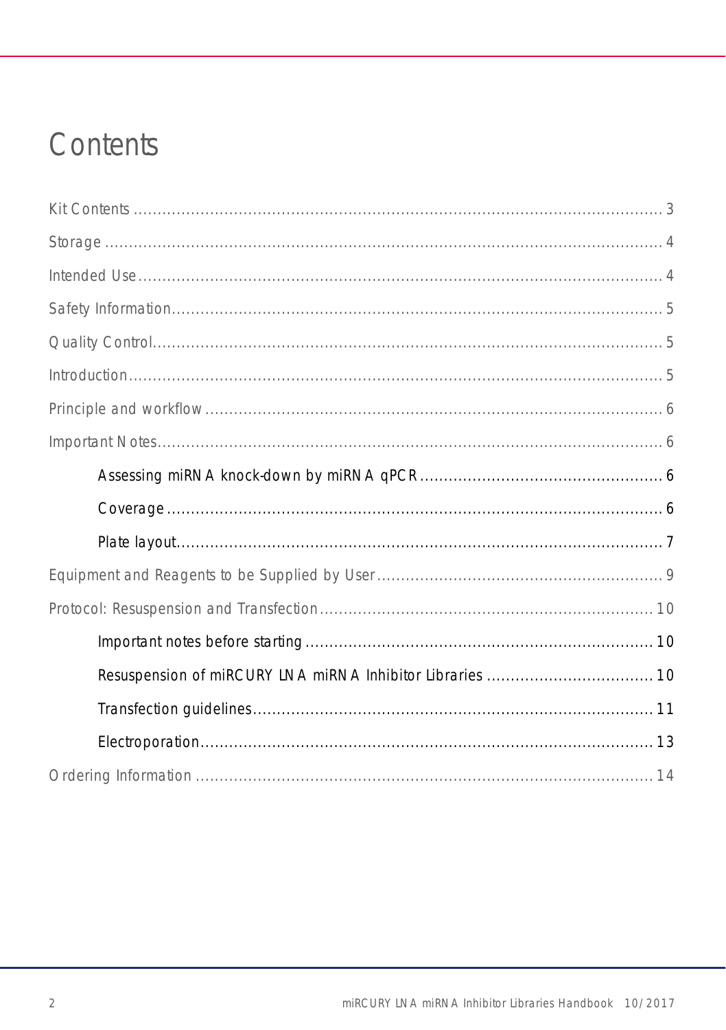# Contents

Kit Contents .......... 3

Storage .......... 4

Intended Use .......... 4

Safety Information .......... 5

Quality Control .......... 5

Introduction .......... 5

Principle and workflow .......... 6

Important Notes .......... 6

- Assessing miRNA knock-down by miRNA qPCR .......... 6
- Coverage .......... 6
- Plate layout .......... 7

Equipment and Reagents to be Supplied by User .......... 9

Protocol: Resuspension and Transfection .......... 10

- Important notes before starting .......... 10
- Resuspension of miRCURY LNA miRNA Inhibitor Libraries .......... 10
- Transfection guidelines .......... 11
- Electroporation .......... 13

Ordering Information .......... 14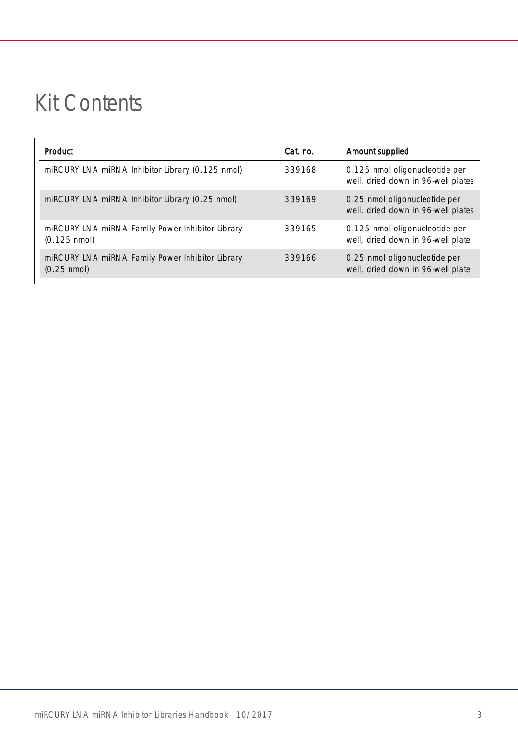# Kit Contents

| Product | Cat. no. | Amount supplied |
|---|---|---|
| miRCURY LNA miRNA Inhibitor Library (0.125 nmol) | 339168 | 0.125 nmol oligonucleotide per well, dried down in 96-well plates |
| miRCURY LNA miRNA Inhibitor Library (0.25 nmol) | 339169 | 0.25 nmol oligonucleotide per well, dried down in 96-well plates |
| miRCURY LNA miRNA Family Power Inhibitor Library (0.125 nmol) | 339165 | 0.125 nmol oligonucleotide per well, dried down in 96-well plate |
| miRCURY LNA miRNA Family Power Inhibitor Library (0.25 nmol) | 339166 | 0.25 nmol oligonucleotide per well, dried down in 96-well plate |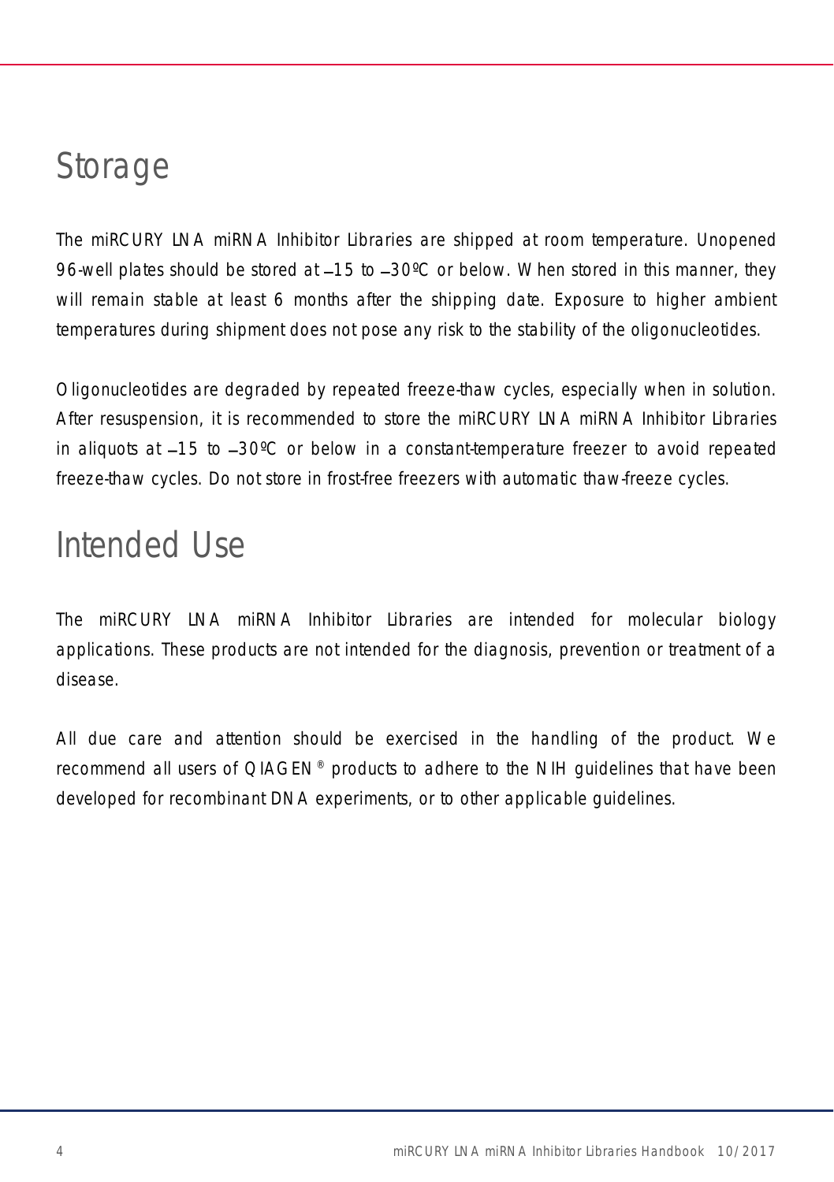# Storage

The miRCURY LNA miRNA Inhibitor Libraries are shipped at room temperature. Unopened 96-well plates should be stored at –15 to –30ºC or below. When stored in this manner, they will remain stable at least 6 months after the shipping date. Exposure to higher ambient temperatures during shipment does not pose any risk to the stability of the oligonucleotides.

Oligonucleotides are degraded by repeated freeze-thaw cycles, especially when in solution. After resuspension, it is recommended to store the miRCURY LNA miRNA Inhibitor Libraries in aliquots at –15 to –30ºC or below in a constant-temperature freezer to avoid repeated freeze-thaw cycles. Do not store in frost-free freezers with automatic thaw-freeze cycles.

# Intended Use

The miRCURY LNA miRNA Inhibitor Libraries are intended for molecular biology applications. These products are not intended for the diagnosis, prevention or treatment of a disease.

All due care and attention should be exercised in the handling of the product. We recommend all users of QIAGEN® products to adhere to the NIH guidelines that have been developed for recombinant DNA experiments, or to other applicable guidelines.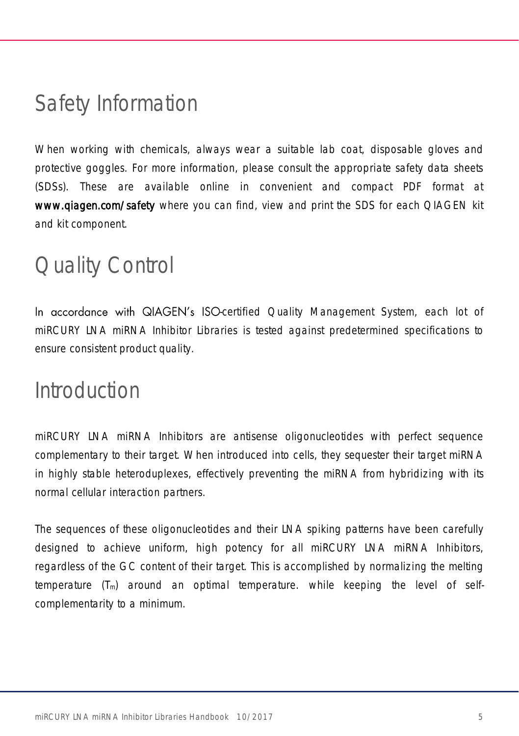# Safety Information

When working with chemicals, always wear a suitable lab coat, disposable gloves and protective goggles. For more information, please consult the appropriate safety data sheets (SDSs). These are available online in convenient and compact PDF format at **www.qiagen.com/safety** where you can find, view and print the SDS for each QIAGEN kit and kit component.

# Quality Control

In accordance with QIAGEN's ISO-certified Quality Management System, each lot of miRCURY LNA miRNA Inhibitor Libraries is tested against predetermined specifications to ensure consistent product quality.

# Introduction

miRCURY LNA miRNA Inhibitors are antisense oligonucleotides with perfect sequence complementary to their target. When introduced into cells, they sequester their target miRNA in highly stable heteroduplexes, effectively preventing the miRNA from hybridizing with its normal cellular interaction partners.

The sequences of these oligonucleotides and their LNA spiking patterns have been carefully designed to achieve uniform, high potency for all miRCURY LNA miRNA Inhibitors, regardless of the GC content of their target. This is accomplished by normalizing the melting temperature ($T_m$) around an optimal temperature. while keeping the level of self-complementarity to a minimum.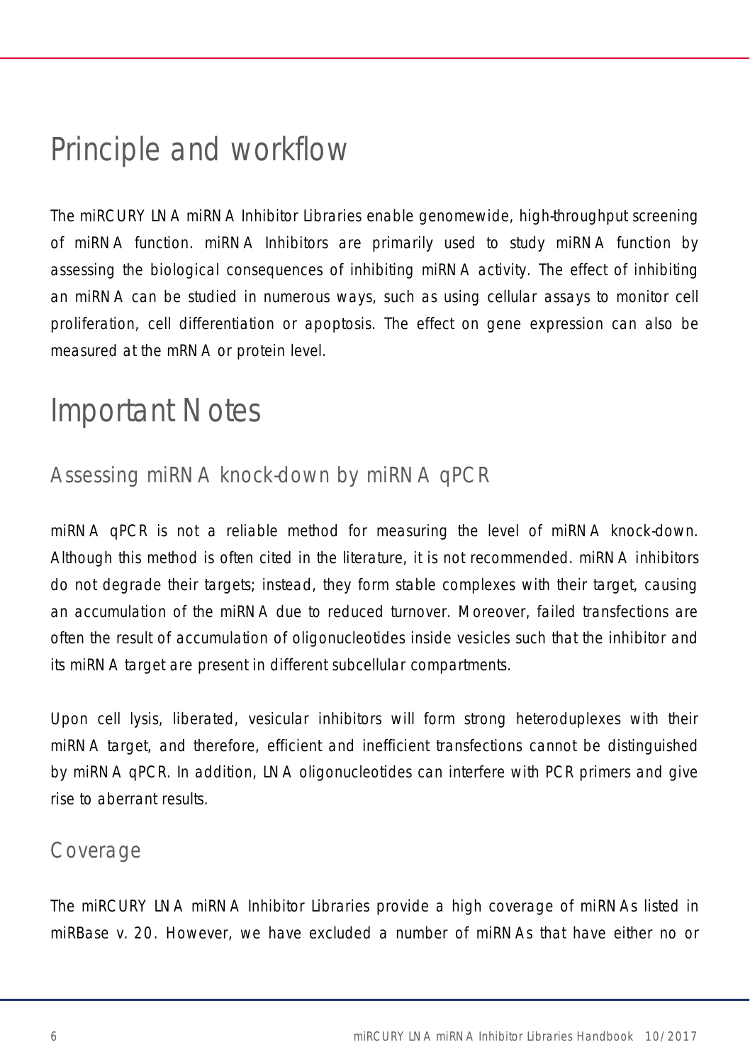# Principle and workflow

The miRCURY LNA miRNA Inhibitor Libraries enable genomewide, high-throughput screening of miRNA function. miRNA Inhibitors are primarily used to study miRNA function by assessing the biological consequences of inhibiting miRNA activity. The effect of inhibiting an miRNA can be studied in numerous ways, such as using cellular assays to monitor cell proliferation, cell differentiation or apoptosis. The effect on gene expression can also be measured at the mRNA or protein level.

# Important Notes

## Assessing miRNA knock-down by miRNA qPCR

miRNA qPCR is not a reliable method for measuring the level of miRNA knock-down. Although this method is often cited in the literature, it is not recommended. miRNA inhibitors do not degrade their targets; instead, they form stable complexes with their target, causing an accumulation of the miRNA due to reduced turnover. Moreover, failed transfections are often the result of accumulation of oligonucleotides inside vesicles such that the inhibitor and its miRNA target are present in different subcellular compartments.

Upon cell lysis, liberated, vesicular inhibitors will form strong heteroduplexes with their miRNA target, and therefore, efficient and inefficient transfections cannot be distinguished by miRNA qPCR. In addition, LNA oligonucleotides can interfere with PCR primers and give rise to aberrant results.

## Coverage

The miRCURY LNA miRNA Inhibitor Libraries provide a high coverage of miRNAs listed in miRBase v. 20. However, we have excluded a number of miRNAs that have either no or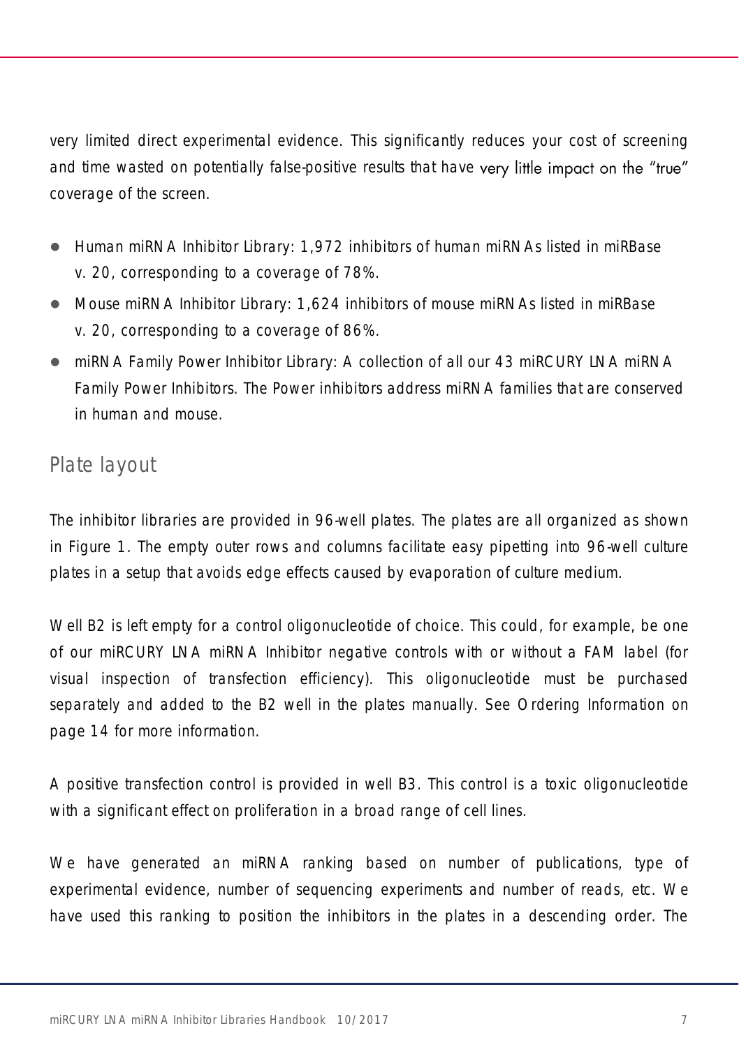very limited direct experimental evidence. This significantly reduces your cost of screening and time wasted on potentially false-positive results that have very little impact on the "true" coverage of the screen.

- Human miRNA Inhibitor Library: 1,972 inhibitors of human miRNAs listed in miRBase v. 20, corresponding to a coverage of 78%.
- Mouse miRNA Inhibitor Library: 1,624 inhibitors of mouse miRNAs listed in miRBase v. 20, corresponding to a coverage of 86%.
- miRNA Family Power Inhibitor Library: A collection of all our 43 miRCURY LNA miRNA Family Power Inhibitors. The Power inhibitors address miRNA families that are conserved in human and mouse.

## Plate layout

The inhibitor libraries are provided in 96-well plates. The plates are all organized as shown in Figure 1. The empty outer rows and columns facilitate easy pipetting into 96-well culture plates in a setup that avoids edge effects caused by evaporation of culture medium.

Well B2 is left empty for a control oligonucleotide of choice. This could, for example, be one of our miRCURY LNA miRNA Inhibitor negative controls with or without a FAM label (for visual inspection of transfection efficiency). This oligonucleotide must be purchased separately and added to the B2 well in the plates manually. See Ordering Information on page 14 for more information.

A positive transfection control is provided in well B3. This control is a toxic oligonucleotide with a significant effect on proliferation in a broad range of cell lines.

We have generated an miRNA ranking based on number of publications, type of experimental evidence, number of sequencing experiments and number of reads, etc. We have used this ranking to position the inhibitors in the plates in a descending order. The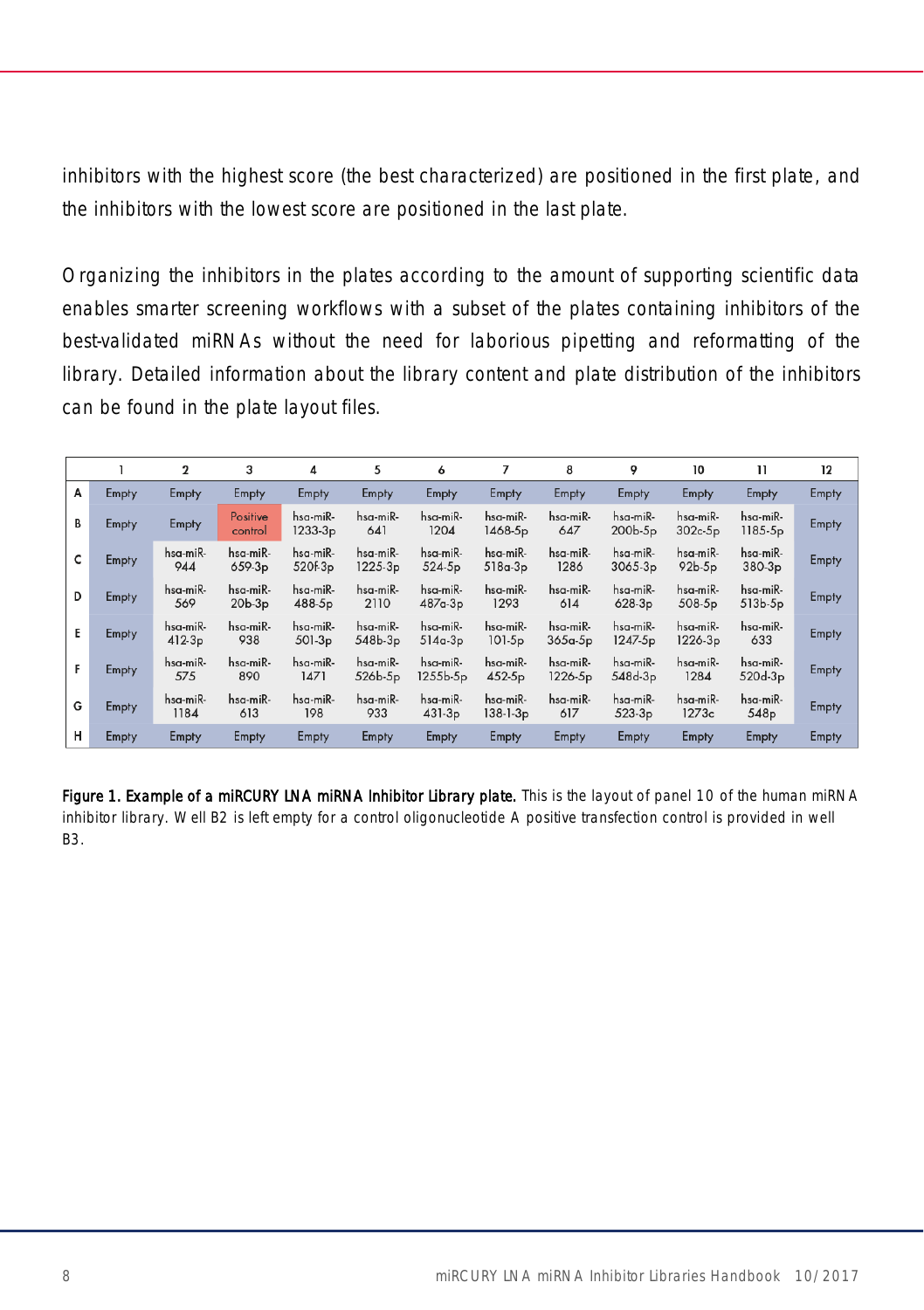inhibitors with the highest score (the best characterized) are positioned in the first plate, and the inhibitors with the lowest score are positioned in the last plate.

Organizing the inhibitors in the plates according to the amount of supporting scientific data enables smarter screening workflows with a subset of the plates containing inhibitors of the best-validated miRNAs without the need for laborious pipetting and reformatting of the library. Detailed information about the library content and plate distribution of the inhibitors can be found in the plate layout files.

| | 1 | 2 | 3 | 4 | 5 | 6 | 7 | 8 | 9 | 10 | 11 | 12 |
|---|---|---|---|---|---|---|---|---|---|---|---|---|
| A | Empty | Empty | Empty | Empty | Empty | Empty | Empty | Empty | Empty | Empty | Empty | Empty |
| B | Empty | Empty | Positive control | hsa-miR-1233-3p | hsa-miR-641 | hsa-miR-1204 | hsa-miR-1468-5p | hsa-miR-647 | hsa-miR-200b-5p | hsa-miR-302c-5p | hsa-miR-1185-5p | Empty |
| C | Empty | hsa-miR-944 | hsa-miR-659-3p | hsa-miR-520f-3p | hsa-miR-1225-3p | hsa-miR-524-5p | hsa-miR-518a-3p | hsa-miR-1286 | hsa-miR-3065-3p | hsa-miR-92b-5p | hsa-miR-380-3p | Empty |
| D | Empty | hsa-miR-569 | hsa-miR-20b-3p | hsa-miR-488-5p | hsa-miR-2110 | hsa-miR-487a-3p | hsa-miR-1293 | hsa-miR-614 | hsa-miR-628-3p | hsa-miR-508-5p | hsa-miR-513b-5p | Empty |
| E | Empty | hsa-miR-412-3p | hsa-miR-938 | hsa-miR-501-3p | hsa-miR-548b-3p | hsa-miR-514a-3p | hsa-miR-101-5p | hsa-miR-365a-5p | hsa-miR-1247-5p | hsa-miR-1226-3p | hsa-miR-633 | Empty |
| F | Empty | hsa-miR-575 | hsa-miR-890 | hsa-miR-1471 | hsa-miR-526b-5p | hsa-miR-1255b-5p | hsa-miR-452-5p | hsa-miR-1226-5p | hsa-miR-548d-3p | hsa-miR-1284 | hsa-miR-520d-3p | Empty |
| G | Empty | hsa-miR-1184 | hsa-miR-613 | hsa-miR-198 | hsa-miR-933 | hsa-miR-431-3p | hsa-miR-138-1-3p | hsa-miR-617 | hsa-miR-523-3p | hsa-miR-1273c | hsa-miR-548p | Empty |
| H | Empty | Empty | Empty | Empty | Empty | Empty | Empty | Empty | Empty | Empty | Empty | Empty |

**Figure 1. Example of a miRCURY LNA miRNA Inhibitor Library plate.** This is the layout of panel 10 of the human miRNA inhibitor library. Well B2 is left empty for a control oligonucleotide A positive transfection control is provided in well B3.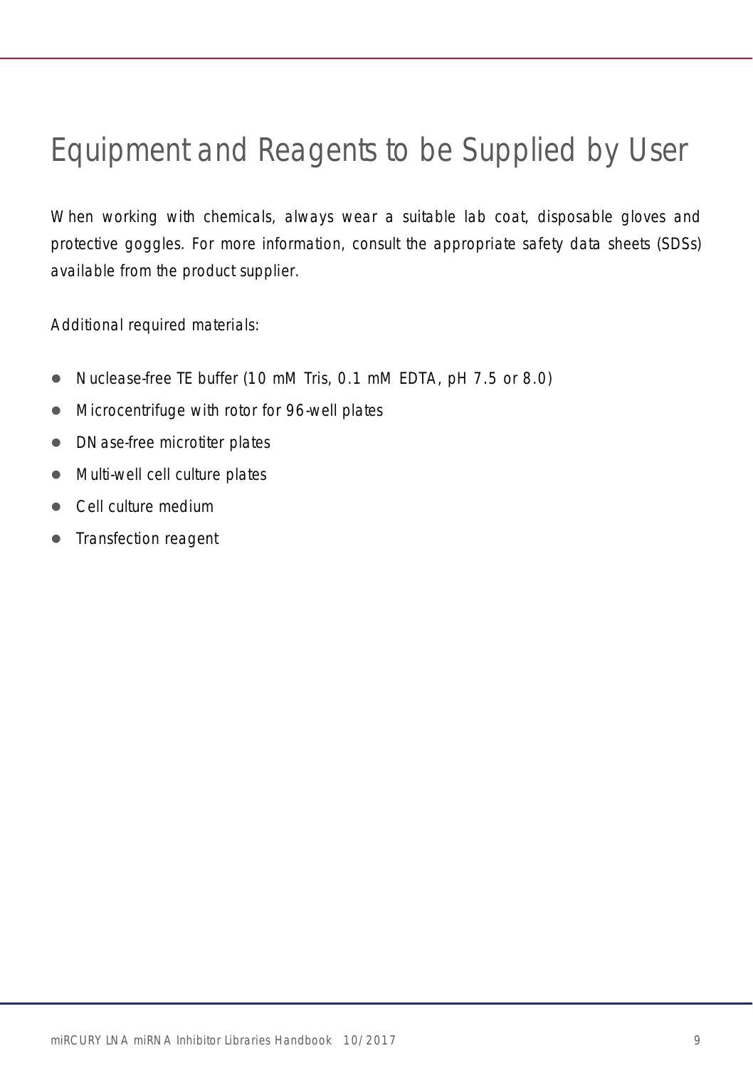# Equipment and Reagents to be Supplied by User

When working with chemicals, always wear a suitable lab coat, disposable gloves and protective goggles. For more information, consult the appropriate safety data sheets (SDSs) available from the product supplier.

Additional required materials:

- Nuclease-free TE buffer (10 mM Tris, 0.1 mM EDTA, pH 7.5 or 8.0)
- Microcentrifuge with rotor for 96-well plates
- DNase-free microtiter plates
- Multi-well cell culture plates
- Cell culture medium
- Transfection reagent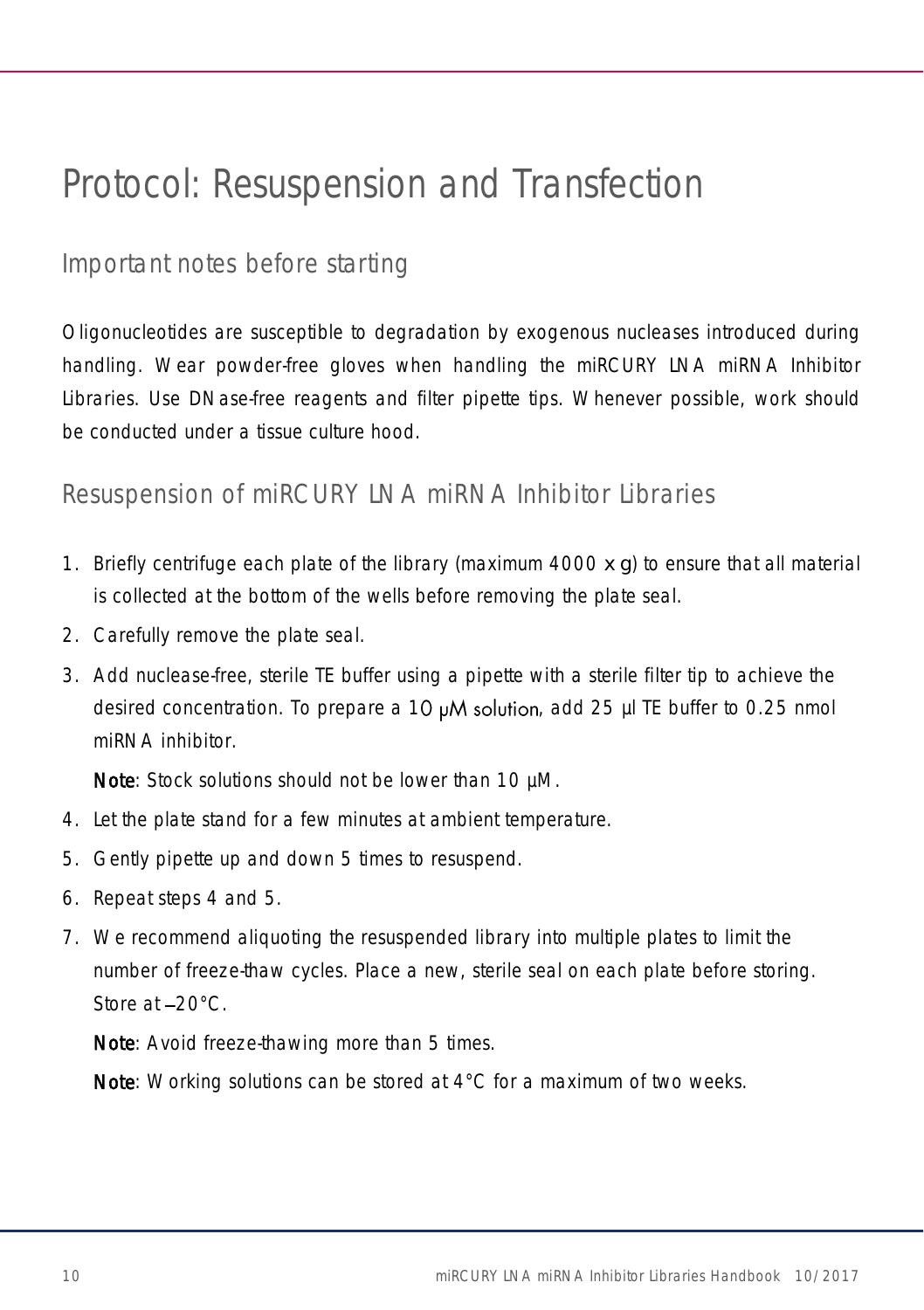# Protocol: Resuspension and Transfection

## Important notes before starting

Oligonucleotides are susceptible to degradation by exogenous nucleases introduced during handling. Wear powder-free gloves when handling the miRCURY LNA miRNA Inhibitor Libraries. Use DNase-free reagents and filter pipette tips. Whenever possible, work should be conducted under a tissue culture hood.

## Resuspension of miRCURY LNA miRNA Inhibitor Libraries

1. Briefly centrifuge each plate of the library (maximum 4000 x g) to ensure that all material is collected at the bottom of the wells before removing the plate seal.
2. Carefully remove the plate seal.
3. Add nuclease-free, sterile TE buffer using a pipette with a sterile filter tip to achieve the desired concentration. To prepare a 10 µM solution, add 25 µl TE buffer to 0.25 nmol miRNA inhibitor.

   **Note**: Stock solutions should not be lower than 10 µM.
4. Let the plate stand for a few minutes at ambient temperature.
5. Gently pipette up and down 5 times to resuspend.
6. Repeat steps 4 and 5.
7. We recommend aliquoting the resuspended library into multiple plates to limit the number of freeze-thaw cycles. Place a new, sterile seal on each plate before storing. Store at –20°C.

   **Note**: Avoid freeze-thawing more than 5 times.

   **Note**: Working solutions can be stored at 4°C for a maximum of two weeks.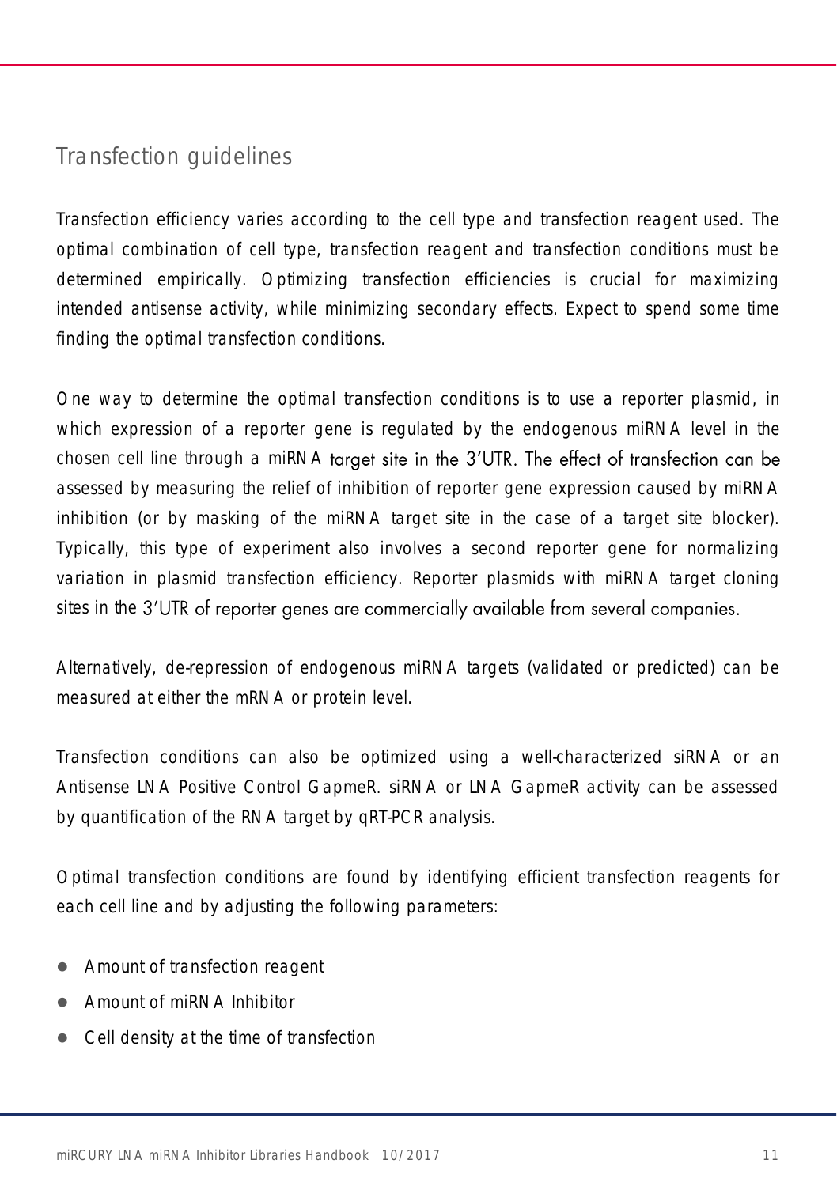## Transfection guidelines

Transfection efficiency varies according to the cell type and transfection reagent used. The optimal combination of cell type, transfection reagent and transfection conditions must be determined empirically. Optimizing transfection efficiencies is crucial for maximizing intended antisense activity, while minimizing secondary effects. Expect to spend some time finding the optimal transfection conditions.

One way to determine the optimal transfection conditions is to use a reporter plasmid, in which expression of a reporter gene is regulated by the endogenous miRNA level in the chosen cell line through a miRNA target site in the 3'UTR. The effect of transfection can be assessed by measuring the relief of inhibition of reporter gene expression caused by miRNA inhibition (or by masking of the miRNA target site in the case of a target site blocker). Typically, this type of experiment also involves a second reporter gene for normalizing variation in plasmid transfection efficiency. Reporter plasmids with miRNA target cloning sites in the 3'UTR of reporter genes are commercially available from several companies.

Alternatively, de-repression of endogenous miRNA targets (validated or predicted) can be measured at either the mRNA or protein level.

Transfection conditions can also be optimized using a well-characterized siRNA or an Antisense LNA Positive Control GapmeR. siRNA or LNA GapmeR activity can be assessed by quantification of the RNA target by qRT-PCR analysis.

Optimal transfection conditions are found by identifying efficient transfection reagents for each cell line and by adjusting the following parameters:

- Amount of transfection reagent
- Amount of miRNA Inhibitor
- Cell density at the time of transfection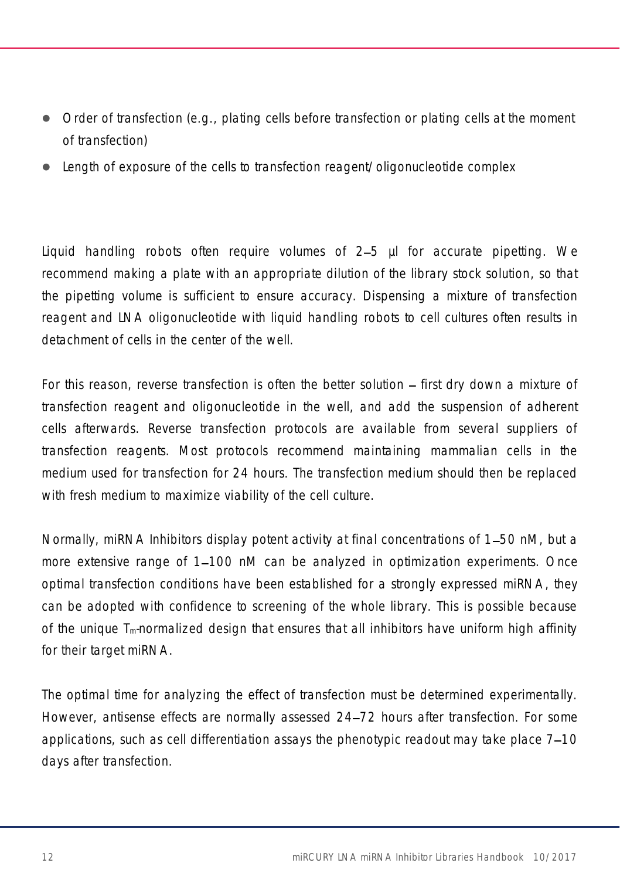- Order of transfection (e.g., plating cells before transfection or plating cells at the moment of transfection)
- Length of exposure of the cells to transfection reagent/oligonucleotide complex

Liquid handling robots often require volumes of 2–5 µl for accurate pipetting. We recommend making a plate with an appropriate dilution of the library stock solution, so that the pipetting volume is sufficient to ensure accuracy. Dispensing a mixture of transfection reagent and LNA oligonucleotide with liquid handling robots to cell cultures often results in detachment of cells in the center of the well.

For this reason, reverse transfection is often the better solution – first dry down a mixture of transfection reagent and oligonucleotide in the well, and add the suspension of adherent cells afterwards. Reverse transfection protocols are available from several suppliers of transfection reagents. Most protocols recommend maintaining mammalian cells in the medium used for transfection for 24 hours. The transfection medium should then be replaced with fresh medium to maximize viability of the cell culture.

Normally, miRNA Inhibitors display potent activity at final concentrations of 1–50 nM, but a more extensive range of 1–100 nM can be analyzed in optimization experiments. Once optimal transfection conditions have been established for a strongly expressed miRNA, they can be adopted with confidence to screening of the whole library. This is possible because of the unique $T_m$-normalized design that ensures that all inhibitors have uniform high affinity for their target miRNA.

The optimal time for analyzing the effect of transfection must be determined experimentally. However, antisense effects are normally assessed 24–72 hours after transfection. For some applications, such as cell differentiation assays the phenotypic readout may take place 7–10 days after transfection.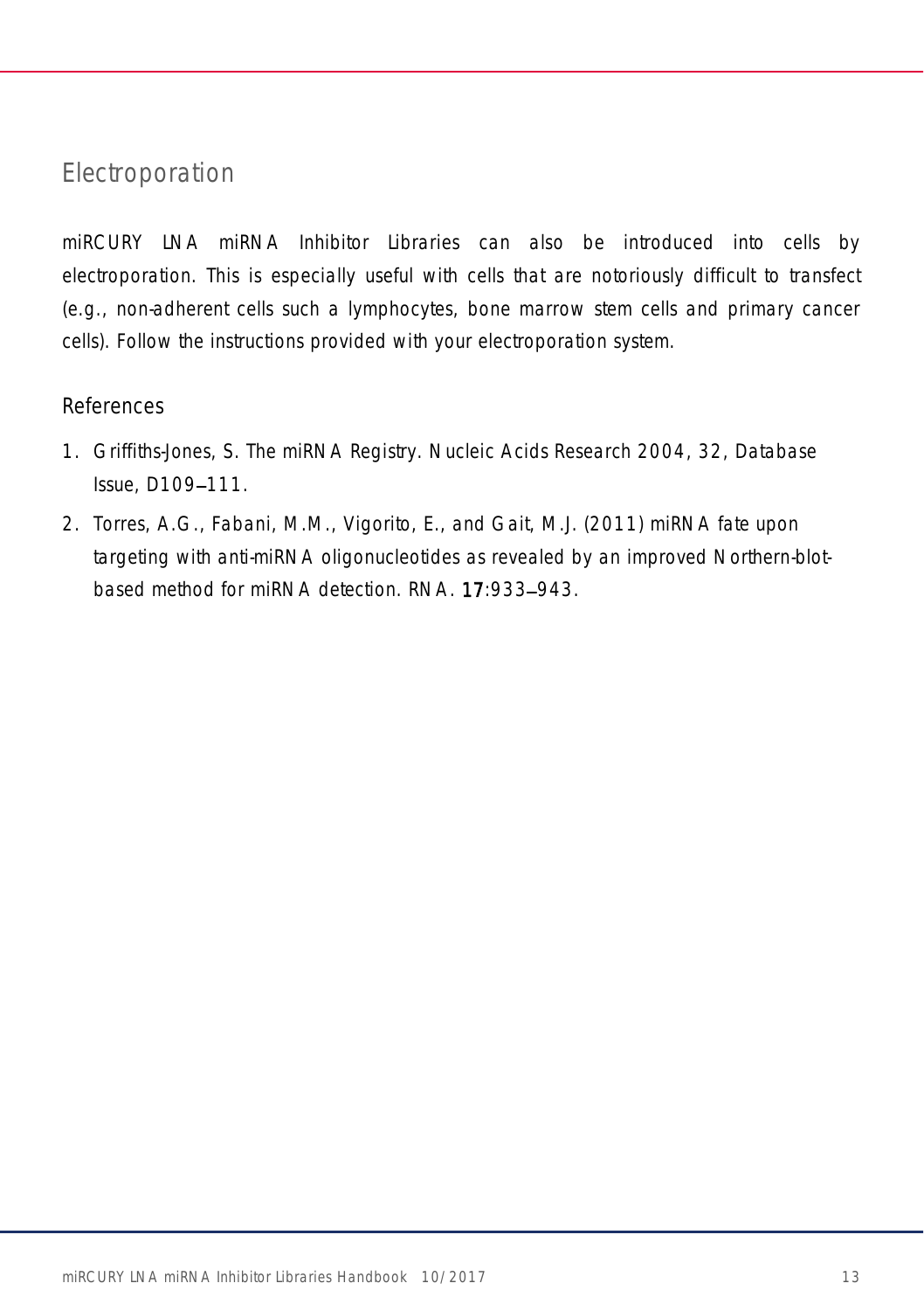## Electroporation

miRCURY LNA miRNA Inhibitor Libraries can also be introduced into cells by electroporation. This is especially useful with cells that are notoriously difficult to transfect (e.g., non-adherent cells such a lymphocytes, bone marrow stem cells and primary cancer cells). Follow the instructions provided with your electroporation system.

### References

1. Griffiths-Jones, S. The miRNA Registry. Nucleic Acids Research 2004, 32, Database Issue, D109–111.
2. Torres, A.G., Fabani, M.M., Vigorito, E., and Gait, M.J. (2011) miRNA fate upon targeting with anti-miRNA oligonucleotides as revealed by an improved Northern-blot-based method for miRNA detection. RNA. **17**:933–943.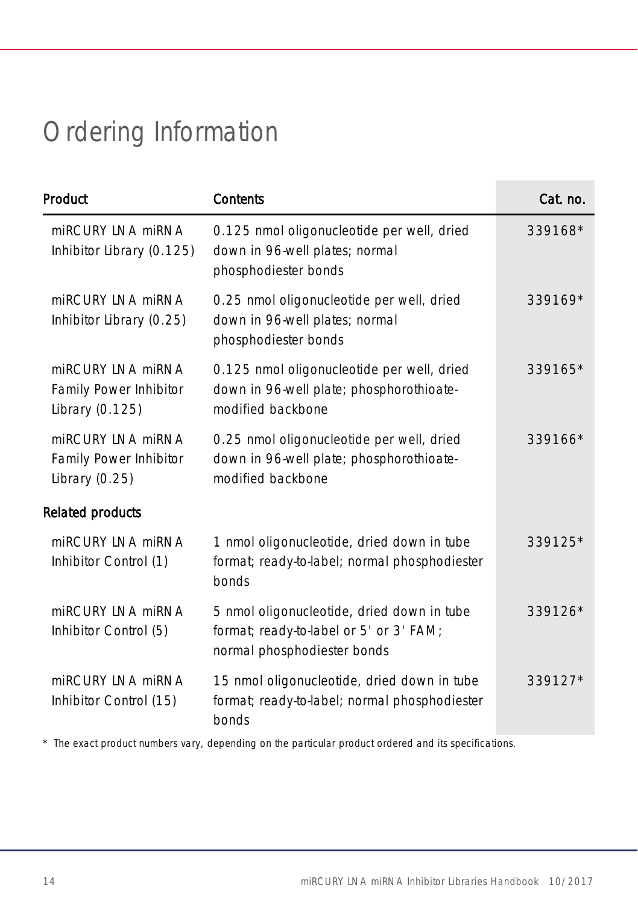# Ordering Information

| Product | Contents | Cat. no. |
|---|---|---|
| miRCURY LNA miRNA Inhibitor Library (0.125) | 0.125 nmol oligonucleotide per well, dried down in 96-well plates; normal phosphodiester bonds | 339168* |
| miRCURY LNA miRNA Inhibitor Library (0.25) | 0.25 nmol oligonucleotide per well, dried down in 96-well plates; normal phosphodiester bonds | 339169* |
| miRCURY LNA miRNA Family Power Inhibitor Library (0.125) | 0.125 nmol oligonucleotide per well, dried down in 96-well plate; phosphorothioate-modified backbone | 339165* |
| miRCURY LNA miRNA Family Power Inhibitor Library (0.25) | 0.25 nmol oligonucleotide per well, dried down in 96-well plate; phosphorothioate-modified backbone | 339166* |
| **Related products** | | |
| miRCURY LNA miRNA Inhibitor Control (1) | 1 nmol oligonucleotide, dried down in tube format; ready-to-label; normal phosphodiester bonds | 339125* |
| miRCURY LNA miRNA Inhibitor Control (5) | 5 nmol oligonucleotide, dried down in tube format; ready-to-label or 5' or 3' FAM; normal phosphodiester bonds | 339126* |
| miRCURY LNA miRNA Inhibitor Control (15) | 15 nmol oligonucleotide, dried down in tube format; ready-to-label; normal phosphodiester bonds | 339127* |

* The exact product numbers vary, depending on the particular product ordered and its specifications.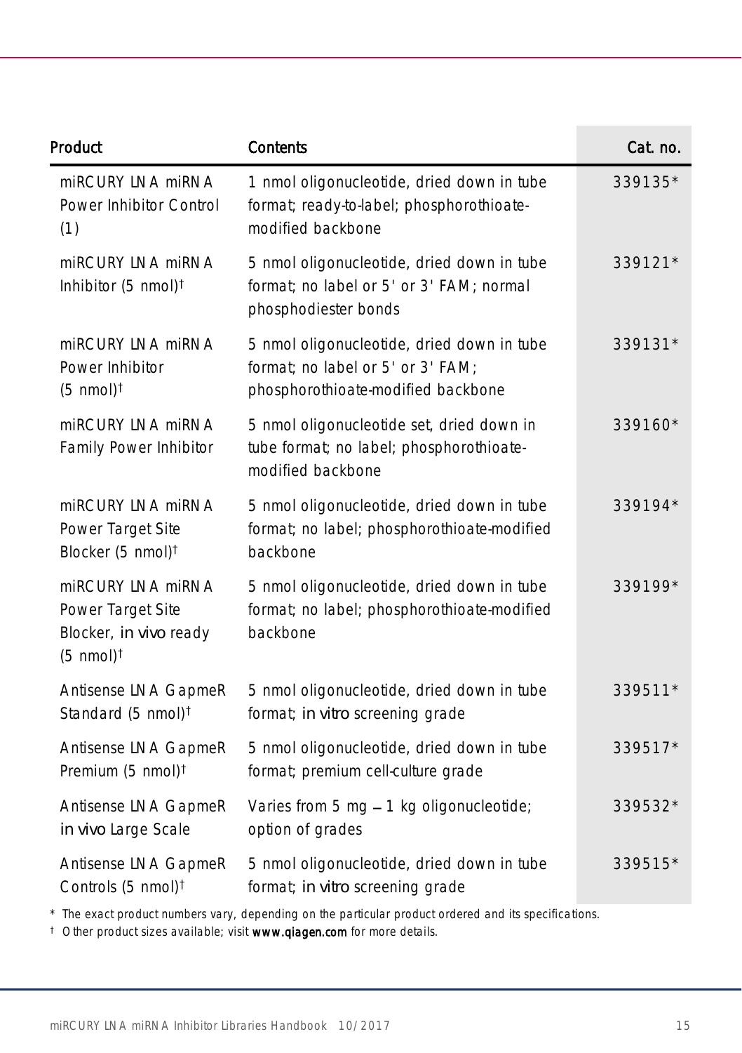| Product | Contents | Cat. no. |
|---|---|---|
| miRCURY LNA miRNA Power Inhibitor Control (1) | 1 nmol oligonucleotide, dried down in tube format; ready-to-label; phosphorothioate-modified backbone | 339135* |
| miRCURY LNA miRNA Inhibitor (5 nmol)† | 5 nmol oligonucleotide, dried down in tube format; no label or 5' or 3' FAM; normal phosphodiester bonds | 339121* |
| miRCURY LNA miRNA Power Inhibitor (5 nmol)† | 5 nmol oligonucleotide, dried down in tube format; no label or 5' or 3' FAM; phosphorothioate-modified backbone | 339131* |
| miRCURY LNA miRNA Family Power Inhibitor | 5 nmol oligonucleotide set, dried down in tube format; no label; phosphorothioate-modified backbone | 339160* |
| miRCURY LNA miRNA Power Target Site Blocker (5 nmol)† | 5 nmol oligonucleotide, dried down in tube format; no label; phosphorothioate-modified backbone | 339194* |
| miRCURY LNA miRNA Power Target Site Blocker, *in vivo* ready (5 nmol)† | 5 nmol oligonucleotide, dried down in tube format; no label; phosphorothioate-modified backbone | 339199* |
| Antisense LNA GapmeR Standard (5 nmol)† | 5 nmol oligonucleotide, dried down in tube format; *in vitro* screening grade | 339511* |
| Antisense LNA GapmeR Premium (5 nmol)† | 5 nmol oligonucleotide, dried down in tube format; premium cell-culture grade | 339517* |
| Antisense LNA GapmeR *in vivo* Large Scale | Varies from 5 mg – 1 kg oligonucleotide; option of grades | 339532* |
| Antisense LNA GapmeR Controls (5 nmol)† | 5 nmol oligonucleotide, dried down in tube format; *in vitro* screening grade | 339515* |

\* The exact product numbers vary, depending on the particular product ordered and its specifications.

† Other product sizes available; visit **www.qiagen.com** for more details.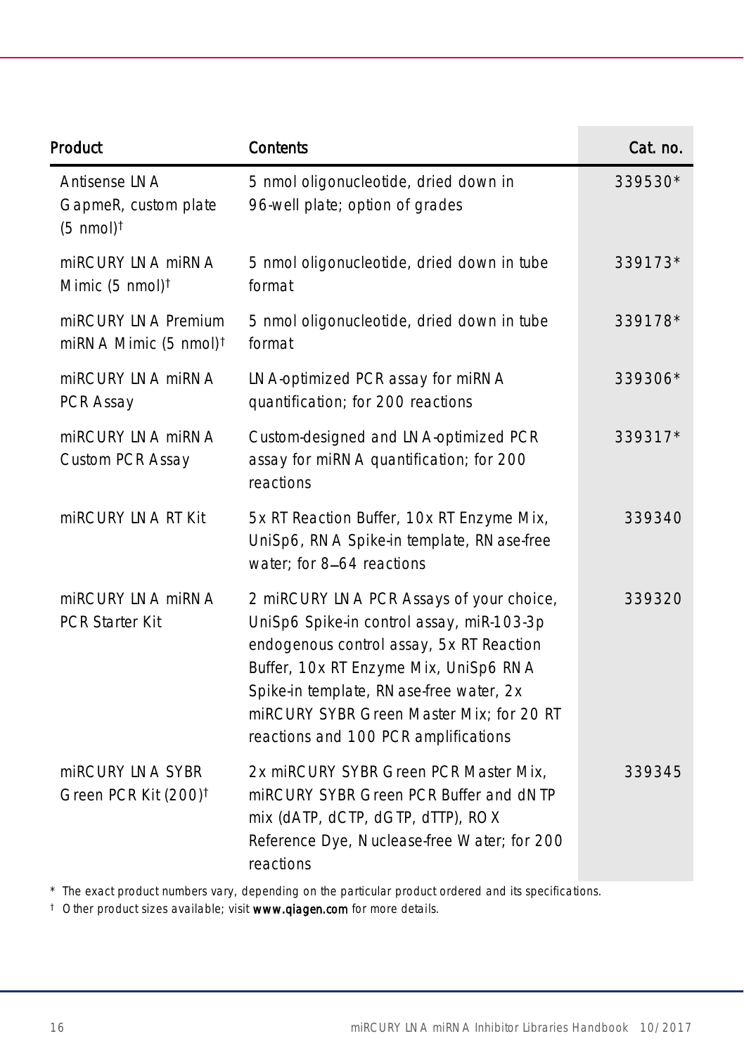| Product | Contents | Cat. no. |
|---|---|---|
| Antisense LNA GapmeR, custom plate (5 nmol)† | 5 nmol oligonucleotide, dried down in 96-well plate; option of grades | 339530* |
| miRCURY LNA miRNA Mimic (5 nmol)† | 5 nmol oligonucleotide, dried down in tube format | 339173* |
| miRCURY LNA Premium miRNA Mimic (5 nmol)† | 5 nmol oligonucleotide, dried down in tube format | 339178* |
| miRCURY LNA miRNA PCR Assay | LNA-optimized PCR assay for miRNA quantification; for 200 reactions | 339306* |
| miRCURY LNA miRNA Custom PCR Assay | Custom-designed and LNA-optimized PCR assay for miRNA quantification; for 200 reactions | 339317* |
| miRCURY LNA RT Kit | 5x RT Reaction Buffer, 10x RT Enzyme Mix, UniSp6, RNA Spike-in template, RNase-free water; for 8–64 reactions | 339340 |
| miRCURY LNA miRNA PCR Starter Kit | 2 miRCURY LNA PCR Assays of your choice, UniSp6 Spike-in control assay, miR-103-3p endogenous control assay, 5x RT Reaction Buffer, 10x RT Enzyme Mix, UniSp6 RNA Spike-in template, RNase-free water, 2x miRCURY SYBR Green Master Mix; for 20 RT reactions and 100 PCR amplifications | 339320 |
| miRCURY LNA SYBR Green PCR Kit (200)† | 2x miRCURY SYBR Green PCR Master Mix, miRCURY SYBR Green PCR Buffer and dNTP mix (dATP, dCTP, dGTP, dTTP), ROX Reference Dye, Nuclease-free Water; for 200 reactions | 339345 |

* The exact product numbers vary, depending on the particular product ordered and its specifications.

† Other product sizes available; visit **www.qiagen.com** for more details.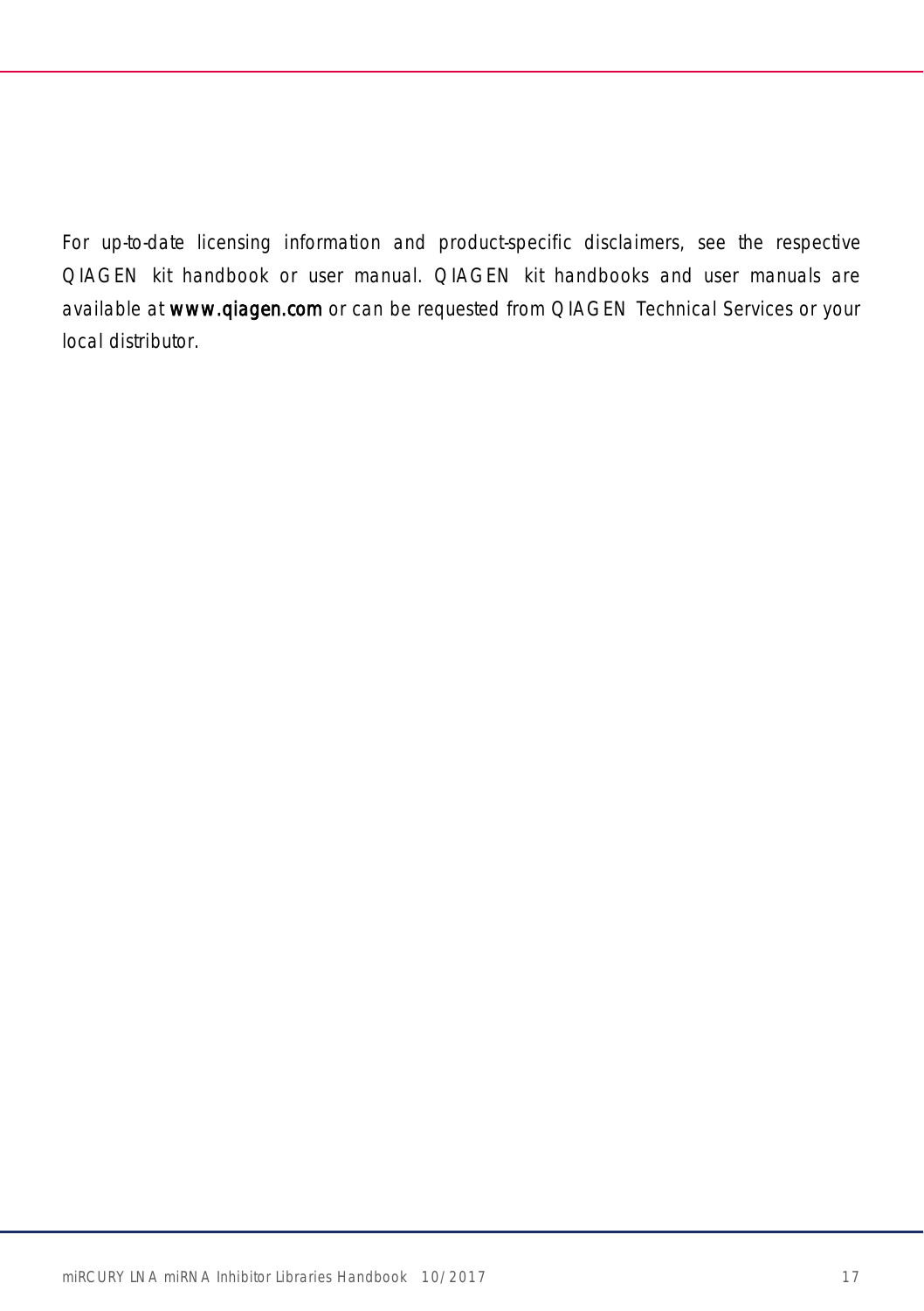For up-to-date licensing information and product-specific disclaimers, see the respective QIAGEN kit handbook or user manual. QIAGEN kit handbooks and user manuals are available at **www.qiagen.com** or can be requested from QIAGEN Technical Services or your local distributor.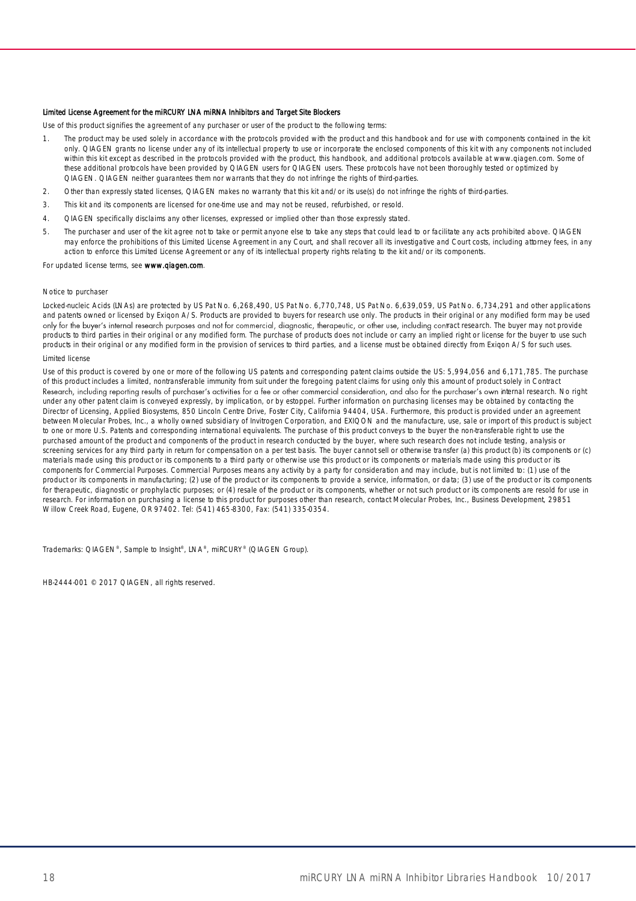### Limited License Agreement for the miRCURY LNA miRNA Inhibitors and Target Site Blockers

Use of this product signifies the agreement of any purchaser or user of the product to the following terms:

1. The product may be used solely in accordance with the protocols provided with the product and this handbook and for use with components contained in the kit only. QIAGEN grants no license under any of its intellectual property to use or incorporate the enclosed components of this kit with any components not included within this kit except as described in the protocols provided with the product, this handbook, and additional protocols available at www.qiagen.com. Some of these additional protocols have been provided by QIAGEN users for QIAGEN users. These protocols have not been thoroughly tested or optimized by QIAGEN. QIAGEN neither guarantees them nor warrants that they do not infringe the rights of third-parties.
2. Other than expressly stated licenses, QIAGEN makes no warranty that this kit and/or its use(s) do not infringe the rights of third-parties.
3. This kit and its components are licensed for one-time use and may not be reused, refurbished, or resold.
4. QIAGEN specifically disclaims any other licenses, expressed or implied other than those expressly stated.
5. The purchaser and user of the kit agree not to take or permit anyone else to take any steps that could lead to or facilitate any acts prohibited above. QIAGEN may enforce the prohibitions of this Limited License Agreement in any Court, and shall recover all its investigative and Court costs, including attorney fees, in any action to enforce this Limited License Agreement or any of its intellectual property rights relating to the kit and/or its components.

For updated license terms, see **www.qiagen.com**.

Notice to purchaser

Locked-nucleic Acids (LNAs) are protected by US Pat No. 6,268,490, US Pat No. 6,770,748, US Pat No. 6,639,059, US Pat No. 6,734,291 and other applications and patents owned or licensed by Exiqon A/S. Products are provided to buyers for research use only. The products in their original or any modified form may be used only for the buyer's internal research purposes and not for commercial, diagnostic, therapeutic, or other use, including contract research. The buyer may not provide products to third parties in their original or any modified form. The purchase of products does not include or carry an implied right or license for the buyer to use such products in their original or any modified form in the provision of services to third parties, and a license must be obtained directly from Exiqon A/S for such uses.

Limited license

Use of this product is covered by one or more of the following US patents and corresponding patent claims outside the US: 5,994,056 and 6,171,785. The purchase of this product includes a limited, nontransferable immunity from suit under the foregoing patent claims for using only this amount of product solely in Contract Research, including reporting results of purchaser's activities for a fee or other commercial consideration, and also for the purchaser's own internal research. No right under any other patent claim is conveyed expressly, by implication, or by estoppel. Further information on purchasing licenses may be obtained by contacting the Director of Licensing, Applied Biosystems, 850 Lincoln Centre Drive, Foster City, California 94404, USA. Furthermore, this product is provided under an agreement between Molecular Probes, Inc., a wholly owned subsidiary of Invitrogen Corporation, and EXIQON and the manufacture, use, sale or import of this product is subject to one or more U.S. Patents and corresponding international equivalents. The purchase of this product conveys to the buyer the non-transferable right to use the purchased amount of the product and components of the product in research conducted by the buyer, where such research does not include testing, analysis or screening services for any third party in return for compensation on a per test basis. The buyer cannot sell or otherwise transfer (a) this product (b) its components or (c) materials made using this product or its components to a third party or otherwise use this product or its components or materials made using this product or its components for Commercial Purposes. Commercial Purposes means any activity by a party for consideration and may include, but is not limited to: (1) use of the product or its components in manufacturing; (2) use of the product or its components to provide a service, information, or data; (3) use of the product or its components for therapeutic, diagnostic or prophylactic purposes; or (4) resale of the product or its components, whether or not such product or its components are resold for use in research. For information on purchasing a license to this product for purposes other than research, contact Molecular Probes, Inc., Business Development, 29851 Willow Creek Road, Eugene, OR 97402. Tel: (541) 465-8300, Fax: (541) 335-0354.

Trademarks: QIAGEN®, Sample to Insight®, LNA®, miRCURY® (QIAGEN Group).

HB-2444-001 © 2017 QIAGEN, all rights reserved.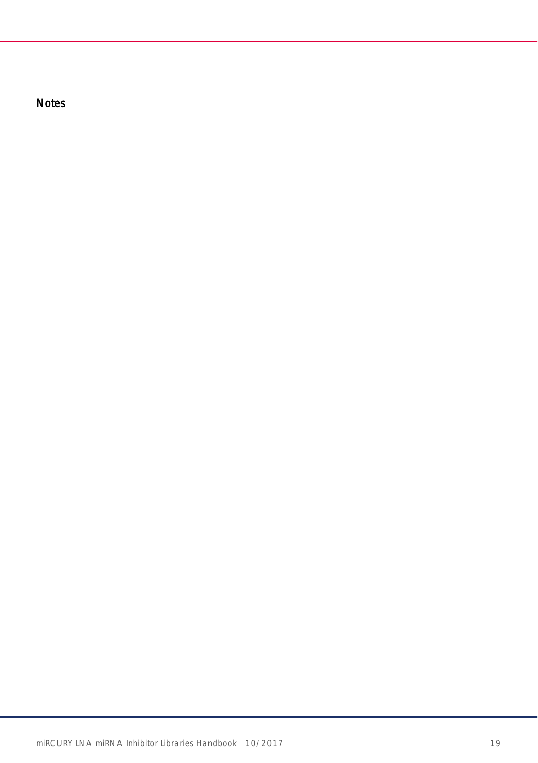# Notes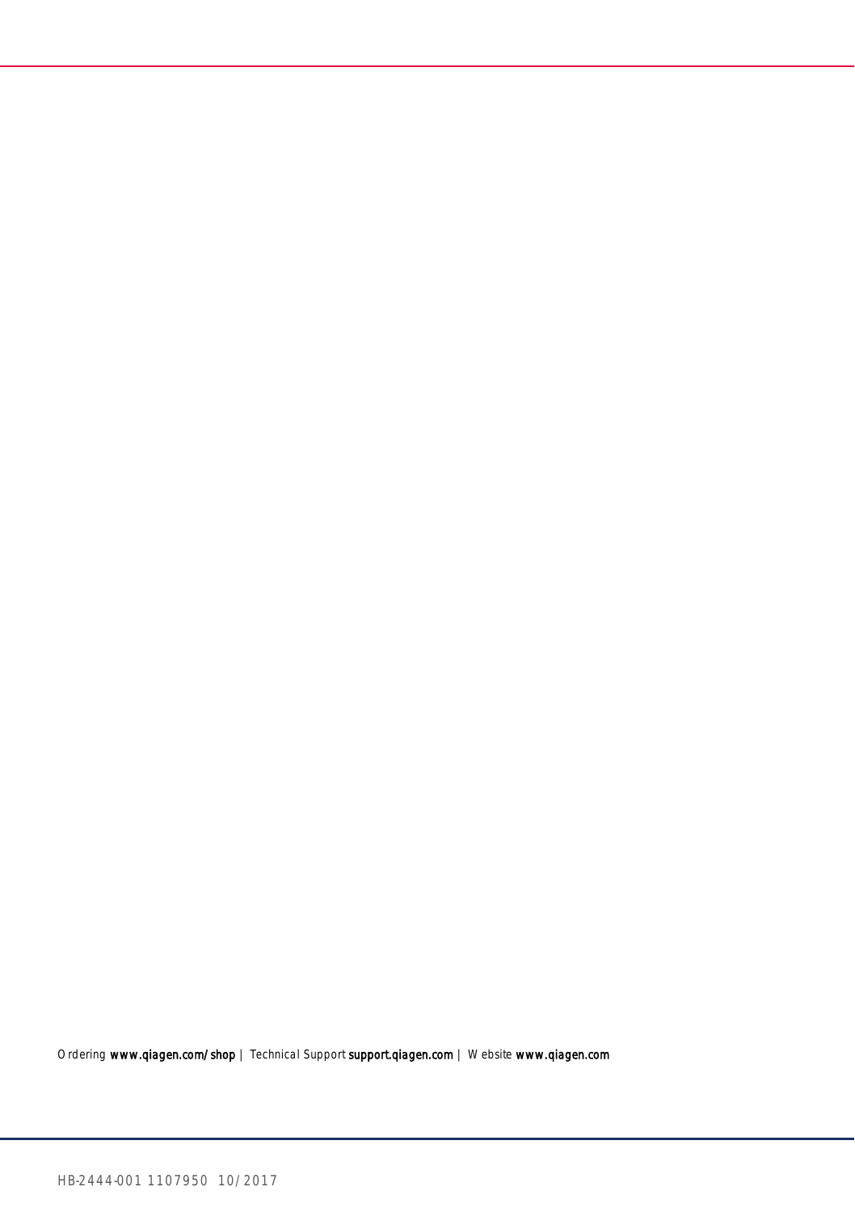Ordering www.qiagen.com/shop | Technical Support support.qiagen.com | Website www.qiagen.com

HB-2444-001 1107950 10/2017